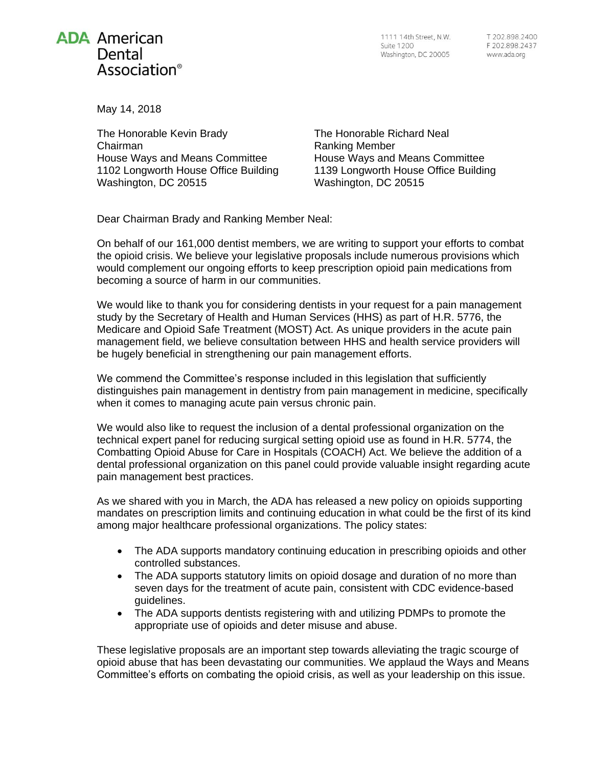ADA American Dental Association®

1111 14th Street, N.W.
Suite 1200
Washington, DC 20005

T 202.898.2400
F 202.898.2437
www.ada.org

May 14, 2018

The Honorable Kevin Brady
Chairman
House Ways and Means Committee
1102 Longworth House Office Building
Washington, DC 20515

The Honorable Richard Neal
Ranking Member
House Ways and Means Committee
1139 Longworth House Office Building
Washington, DC 20515

Dear Chairman Brady and Ranking Member Neal:

On behalf of our 161,000 dentist members, we are writing to support your efforts to combat the opioid crisis. We believe your legislative proposals include numerous provisions which would complement our ongoing efforts to keep prescription opioid pain medications from becoming a source of harm in our communities.

We would like to thank you for considering dentists in your request for a pain management study by the Secretary of Health and Human Services (HHS) as part of H.R. 5776, the Medicare and Opioid Safe Treatment (MOST) Act. As unique providers in the acute pain management field, we believe consultation between HHS and health service providers will be hugely beneficial in strengthening our pain management efforts.

We commend the Committee's response included in this legislation that sufficiently distinguishes pain management in dentistry from pain management in medicine, specifically when it comes to managing acute pain versus chronic pain.

We would also like to request the inclusion of a dental professional organization on the technical expert panel for reducing surgical setting opioid use as found in H.R. 5774, the Combatting Opioid Abuse for Care in Hospitals (COACH) Act. We believe the addition of a dental professional organization on this panel could provide valuable insight regarding acute pain management best practices.

As we shared with you in March, the ADA has released a new policy on opioids supporting mandates on prescription limits and continuing education in what could be the first of its kind among major healthcare professional organizations. The policy states:

- The ADA supports mandatory continuing education in prescribing opioids and other controlled substances.
- The ADA supports statutory limits on opioid dosage and duration of no more than seven days for the treatment of acute pain, consistent with CDC evidence-based guidelines.
- The ADA supports dentists registering with and utilizing PDMPs to promote the appropriate use of opioids and deter misuse and abuse.

These legislative proposals are an important step towards alleviating the tragic scourge of opioid abuse that has been devastating our communities. We applaud the Ways and Means Committee's efforts on combating the opioid crisis, as well as your leadership on this issue.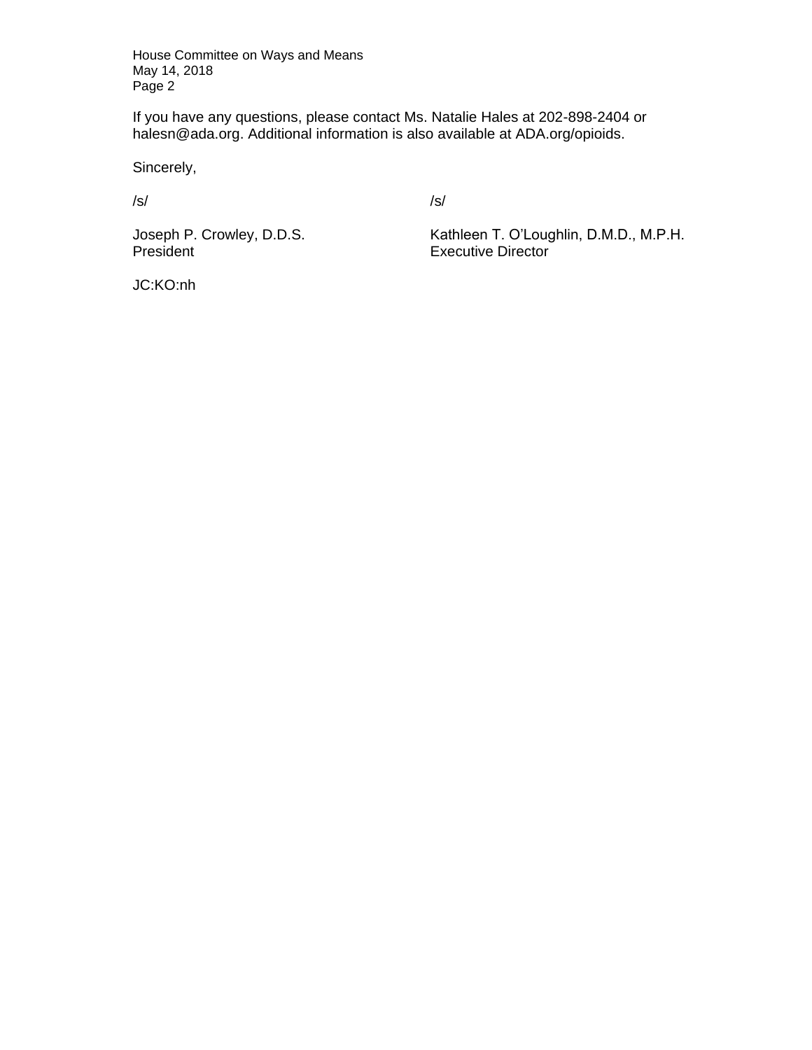If you have any questions, please contact Ms. Natalie Hales at 202-898-2404 or halesn@ada.org. Additional information is also available at ADA.org/opioids.

Sincerely,

/s/

Joseph P. Crowley, D.D.S.
President

/s/

Kathleen T. O'Loughlin, D.M.D., M.P.H.
Executive Director

JC:KO:nh